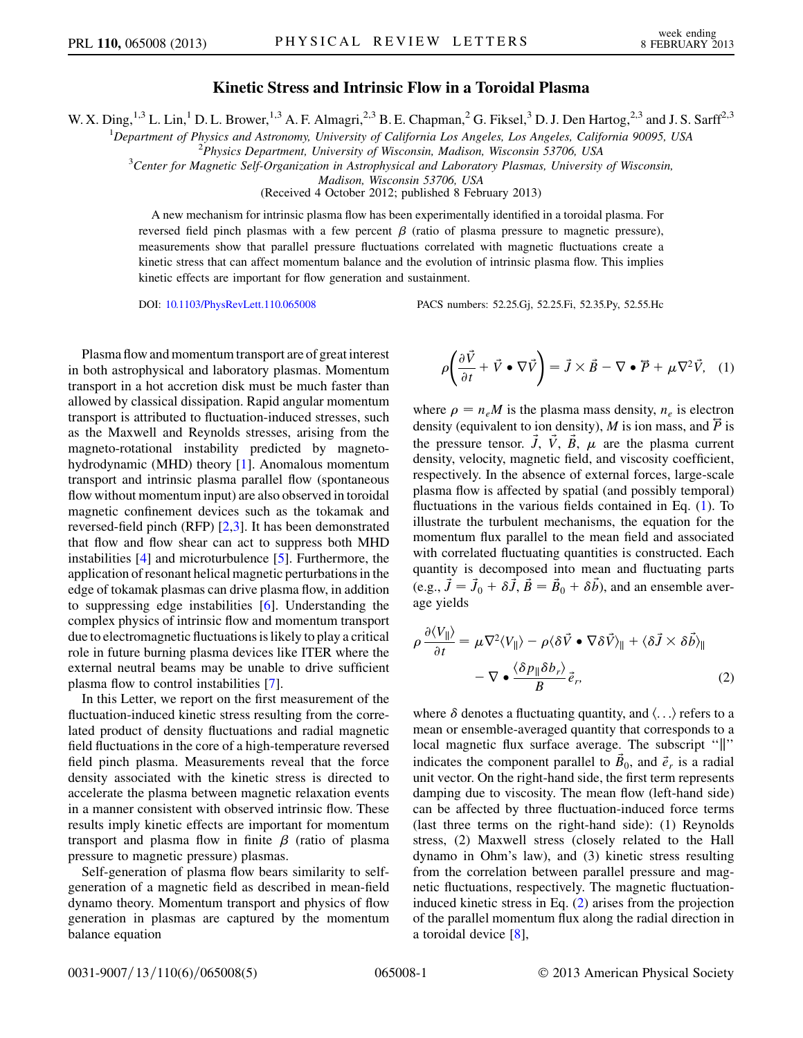# Kinetic Stress and Intrinsic Flow in a Toroidal Plasma

W. X. Ding,[1,3] L. Lin,[1] D. L. Brower,[1,3] A. F. Almagri,[2,3] B. E. Chapman,[2] G. Fiksel,[3] D. J. Den Hartog,[2,3] and J. S. Sarff[2,3]

[1]Department of Physics and Astronomy, University of California Los Angeles, Los Angeles, California 90095, USA
[2]Physics Department, University of Wisconsin, Madison, Wisconsin 53706, USA
[3]Center for Magnetic Self-Organization in Astrophysical and Laboratory Plasmas, University of Wisconsin, Madison, Wisconsin 53706, USA

(Received 4 October 2012; published 8 February 2013)

A new mechanism for intrinsic plasma flow has been experimentally identified in a toroidal plasma. For reversed field pinch plasmas with a few percent $\beta$ (ratio of plasma pressure to magnetic pressure), measurements show that parallel pressure fluctuations correlated with magnetic fluctuations create a kinetic stress that can affect momentum balance and the evolution of intrinsic plasma flow. This implies kinetic effects are important for flow generation and sustainment.

DOI: 10.1103/PhysRevLett.110.065008 PACS numbers: 52.25.Gj, 52.25.Fi, 52.35.Py, 52.55.Hc

Plasma flow and momentum transport are of great interest in both astrophysical and laboratory plasmas. Momentum transport in a hot accretion disk must be much faster than allowed by classical dissipation. Rapid angular momentum transport is attributed to fluctuation-induced stresses, such as the Maxwell and Reynolds stresses, arising from the magneto-rotational instability predicted by magnetohydrodynamic (MHD) theory [1]. Anomalous momentum transport and intrinsic plasma parallel flow (spontaneous flow without momentum input) are also observed in toroidal magnetic confinement devices such as the tokamak and reversed-field pinch (RFP) [2,3]. It has been demonstrated that flow and flow shear can act to suppress both MHD instabilities [4] and microturbulence [5]. Furthermore, the application of resonant helical magnetic perturbations in the edge of tokamak plasmas can drive plasma flow, in addition to suppressing edge instabilities [6]. Understanding the complex physics of intrinsic flow and momentum transport due to electromagnetic fluctuations is likely to play a critical role in future burning plasma devices like ITER where the external neutral beams may be unable to drive sufficient plasma flow to control instabilities [7].

In this Letter, we report on the first measurement of the fluctuation-induced kinetic stress resulting from the correlated product of density fluctuations and radial magnetic field fluctuations in the core of a high-temperature reversed field pinch plasma. Measurements reveal that the force density associated with the kinetic stress is directed to accelerate the plasma between magnetic relaxation events in a manner consistent with observed intrinsic flow. These results imply kinetic effects are important for momentum transport and plasma flow in finite $\beta$ (ratio of plasma pressure to magnetic pressure) plasmas.

Self-generation of plasma flow bears similarity to self-generation of a magnetic field as described in mean-field dynamo theory. Momentum transport and physics of flow generation in plasmas are captured by the momentum balance equation

$$\rho\left(\frac{\partial \vec{V}}{\partial t} + \vec{V} \bullet \nabla \vec{V}\right) = \vec{J} \times \vec{B} - \nabla \bullet \overleftrightarrow{P} + \mu \nabla^2 \vec{V}, \quad (1)$$

where $\rho = n_e M$ is the plasma mass density, $n_e$ is electron density (equivalent to ion density), $M$ is ion mass, and $\overleftrightarrow{P}$ is the pressure tensor. $\vec{J}$, $\vec{V}$, $\vec{B}$, $\mu$ are the plasma current density, velocity, magnetic field, and viscosity coefficient, respectively. In the absence of external forces, large-scale plasma flow is affected by spatial (and possibly temporal) fluctuations in the various fields contained in Eq. (1). To illustrate the turbulent mechanisms, the equation for the momentum flux parallel to the mean field and associated with correlated fluctuating quantities is constructed. Each quantity is decomposed into mean and fluctuating parts (e.g., $\vec{J} = \vec{J}_0 + \delta\vec{J}$, $\vec{B} = \vec{B}_0 + \delta\vec{b}$), and an ensemble average yields

$$\rho \frac{\partial \langle V_\parallel \rangle}{\partial t} = \mu \nabla^2 \langle V_\parallel \rangle - \rho \langle \delta\vec{V} \bullet \nabla \delta\vec{V} \rangle_\parallel + \langle \delta\vec{J} \times \delta\vec{b} \rangle_\parallel - \nabla \bullet \frac{\langle \delta p_\parallel \delta b_r \rangle}{B} \vec{e}_r, \quad (2)$$

where $\delta$ denotes a fluctuating quantity, and $\langle \ldots \rangle$ refers to a mean or ensemble-averaged quantity that corresponds to a local magnetic flux surface average. The subscript "$\parallel$" indicates the component parallel to $\vec{B}_0$, and $\vec{e}_r$ is a radial unit vector. On the right-hand side, the first term represents damping due to viscosity. The mean flow (left-hand side) can be affected by three fluctuation-induced force terms (last three terms on the right-hand side): (1) Reynolds stress, (2) Maxwell stress (closely related to the Hall dynamo in Ohm's law), and (3) kinetic stress resulting from the correlation between parallel pressure and magnetic fluctuations, respectively. The magnetic fluctuation-induced kinetic stress in Eq. (2) arises from the projection of the parallel momentum flux along the radial direction in a toroidal device [8],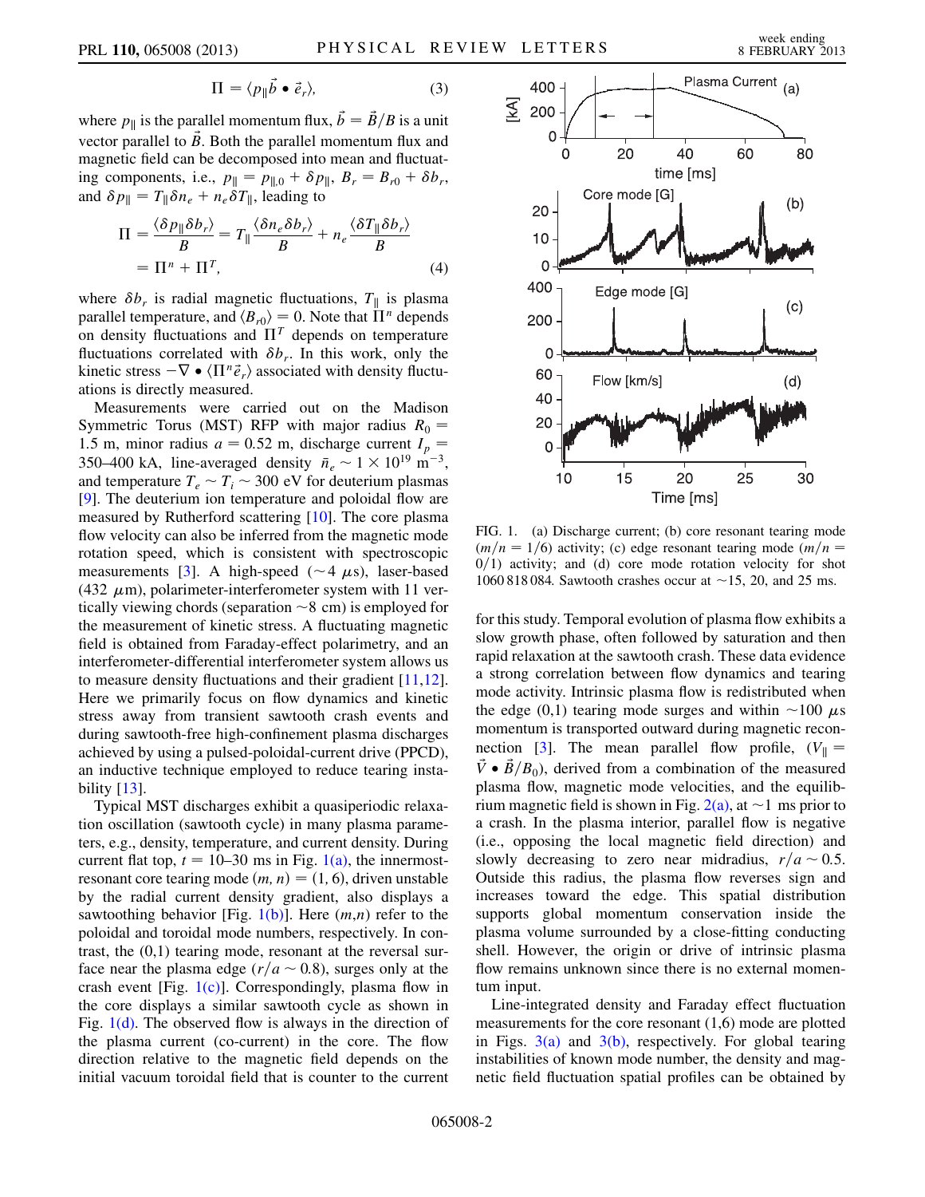$$\Pi = \langle p_\parallel \vec{b} \bullet \vec{e}_r \rangle, \tag{3}$$

where $p_\parallel$ is the parallel momentum flux, $\vec{b} = \vec{B}/B$ is a unit vector parallel to $\vec{B}$. Both the parallel momentum flux and magnetic field can be decomposed into mean and fluctuating components, i.e., $p_\parallel = p_{\parallel,0} + \delta p_\parallel$, $B_r = B_{r0} + \delta b_r$, and $\delta p_\parallel = T_\parallel \delta n_e + n_e \delta T_\parallel$, leading to

$$\Pi = \frac{\langle \delta p_\parallel \delta b_r \rangle}{B} = T_\parallel \frac{\langle \delta n_e \delta b_r \rangle}{B} + n_e \frac{\langle \delta T_\parallel \delta b_r \rangle}{B} = \Pi^n + \Pi^T, \tag{4}$$

where $\delta b_r$ is radial magnetic fluctuations, $T_\parallel$ is plasma parallel temperature, and $\langle B_{r0} \rangle = 0$. Note that $\Pi^n$ depends on density fluctuations and $\Pi^T$ depends on temperature fluctuations correlated with $\delta b_r$. In this work, only the kinetic stress $-\nabla \bullet \langle \Pi^n \vec{e}_r \rangle$ associated with density fluctuations is directly measured.

Measurements were carried out on the Madison Symmetric Torus (MST) RFP with major radius $R_0 = 1.5$ m, minor radius $a = 0.52$ m, discharge current $I_p = 350$–$400$ kA, line-averaged density $\bar{n}_e \sim 1 \times 10^{19}$ m$^{-3}$, and temperature $T_e \sim T_i \sim 300$ eV for deuterium plasmas [9]. The deuterium ion temperature and poloidal flow are measured by Rutherford scattering [10]. The core plasma flow velocity can also be inferred from the magnetic mode rotation speed, which is consistent with spectroscopic measurements [3]. A high-speed ($\sim 4$ $\mu$s), laser-based (432 $\mu$m), polarimeter-interferometer system with 11 vertically viewing chords (separation $\sim 8$ cm) is employed for the measurement of kinetic stress. A fluctuating magnetic field is obtained from Faraday-effect polarimetry, and an interferometer-differential interferometer system allows us to measure density fluctuations and their gradient [11,12]. Here we primarily focus on flow dynamics and kinetic stress away from transient sawtooth crash events and during sawtooth-free high-confinement plasma discharges achieved by using a pulsed-poloidal-current drive (PPCD), an inductive technique employed to reduce tearing instability [13].

Typical MST discharges exhibit a quasiperiodic relaxation oscillation (sawtooth cycle) in many plasma parameters, e.g., density, temperature, and current density. During current flat top, $t = 10$–$30$ ms in Fig. 1(a), the innermost-resonant core tearing mode $(m, n) = (1, 6)$, driven unstable by the radial current density gradient, also displays a sawtoothing behavior [Fig. 1(b)]. Here $(m,n)$ refer to the poloidal and toroidal mode numbers, respectively. In contrast, the (0,1) tearing mode, resonant at the reversal surface near the plasma edge ($r/a \sim 0.8$), surges only at the crash event [Fig. 1(c)]. Correspondingly, plasma flow in the core displays a similar sawtooth cycle as shown in Fig. 1(d). The observed flow is always in the direction of the plasma current (co-current) in the core. The flow direction relative to the magnetic field depends on the initial vacuum toroidal field that is counter to the current

FIG. 1. (a) Discharge current; (b) core resonant tearing mode ($m/n = 1/6$) activity; (c) edge resonant tearing mode ($m/n = 0/1$) activity; and (d) core mode rotation velocity for shot 1060 818 084. Sawtooth crashes occur at $\sim$15, 20, and 25 ms.

for this study. Temporal evolution of plasma flow exhibits a slow growth phase, often followed by saturation and then rapid relaxation at the sawtooth crash. These data evidence a strong correlation between flow dynamics and tearing mode activity. Intrinsic plasma flow is redistributed when the edge (0,1) tearing mode surges and within $\sim$100 $\mu$s momentum is transported outward during magnetic reconnection [3]. The mean parallel flow profile, $(V_\parallel = \vec{V} \bullet \vec{B}/B_0)$, derived from a combination of the measured plasma flow, magnetic mode velocities, and the equilibrium magnetic field is shown in Fig. 2(a), at $\sim$1 ms prior to a crash. In the plasma interior, parallel flow is negative (i.e., opposing the local magnetic field direction) and slowly decreasing to zero near midradius, $r/a \sim 0.5$. Outside this radius, the plasma flow reverses sign and increases toward the edge. This spatial distribution supports global momentum conservation inside the plasma volume surrounded by a close-fitting conducting shell. However, the origin or drive of intrinsic plasma flow remains unknown since there is no external momentum input.

Line-integrated density and Faraday effect fluctuation measurements for the core resonant (1,6) mode are plotted in Figs. 3(a) and 3(b), respectively. For global tearing instabilities of known mode number, the density and magnetic field fluctuation spatial profiles can be obtained by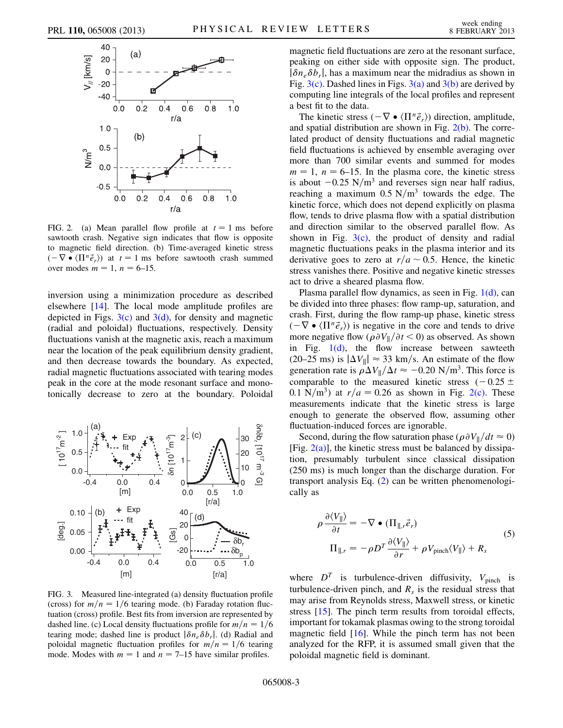FIG. 2. (a) Mean parallel flow profile at $t = 1$ ms before sawtooth crash. Negative sign indicates that flow is opposite to magnetic field direction. (b) Time-averaged kinetic stress $(-\nabla \bullet \langle \Pi^n \vec{e}_r \rangle)$ at $t = 1$ ms before sawtooth crash summed over modes $m = 1$, $n = 6$–15.

inversion using a minimization procedure as described elsewhere [14]. The local mode amplitude profiles are depicted in Figs. 3(c) and 3(d), for density and magnetic (radial and poloidal) fluctuations, respectively. Density fluctuations vanish at the magnetic axis, reach a maximum near the location of the peak equilibrium density gradient, and then decrease towards the boundary. As expected, radial magnetic fluctuations associated with tearing modes peak in the core at the mode resonant surface and monotonically decrease to zero at the boundary. Poloidal

FIG. 3. Measured line-integrated (a) density fluctuation profile (cross) for $m/n = 1/6$ tearing mode. (b) Faraday rotation fluctuation (cross) profile. Best fits from inversion are represented by dashed line. (c) Local density fluctuations profile for $m/n = 1/6$ tearing mode; dashed line is product $|\delta n_e \delta b_r|$. (d) Radial and poloidal magnetic fluctuation profiles for $m/n = 1/6$ tearing mode. Modes with $m = 1$ and $n = 7$–15 have similar profiles.

magnetic field fluctuations are zero at the resonant surface, peaking on either side with opposite sign. The product, $|\delta n_e \delta b_r|$, has a maximum near the midradius as shown in Fig. 3(c). Dashed lines in Figs. 3(a) and 3(b) are derived by computing line integrals of the local profiles and represent a best fit to the data.

The kinetic stress $(-\nabla \bullet \langle \Pi^n \vec{e}_r \rangle)$ direction, amplitude, and spatial distribution are shown in Fig. 2(b). The correlated product of density fluctuations and radial magnetic field fluctuations is achieved by ensemble averaging over more than 700 similar events and summed for modes $m = 1$, $n = 6$–15. In the plasma core, the kinetic stress is about $-0.25\ \text{N/m}^3$ and reverses sign near half radius, reaching a maximum $0.5\ \text{N/m}^3$ towards the edge. The kinetic force, which does not depend explicitly on plasma flow, tends to drive plasma flow with a spatial distribution and direction similar to the observed parallel flow. As shown in Fig. 3(c), the product of density and radial magnetic fluctuations peaks in the plasma interior and its derivative goes to zero at $r/a \sim 0.5$. Hence, the kinetic stress vanishes there. Positive and negative kinetic stresses act to drive a sheared plasma flow.

Plasma parallel flow dynamics, as seen in Fig. 1(d), can be divided into three phases: flow ramp-up, saturation, and crash. First, during the flow ramp-up phase, kinetic stress $(-\nabla \bullet \langle \Pi^n \vec{e}_r \rangle)$ is negative in the core and tends to drive more negative flow ($\rho \partial V_\parallel / \partial t < 0$) as observed. As shown in Fig. 1(d), the flow increase between sawteeth (20–25 ms) is $|\Delta V_\parallel| \approx 33$ km/s. An estimate of the flow generation rate is $\rho \Delta V_\parallel / \Delta t \approx -0.20\ \text{N/m}^3$. This force is comparable to the measured kinetic stress $(-0.25 \pm 0.1\ \text{N/m}^3)$ at $r/a = 0.26$ as shown in Fig. 2(c). These measurements indicate that the kinetic stress is large enough to generate the observed flow, assuming other fluctuation-induced forces are ignorable.

Second, during the flow saturation phase ($\rho \partial V_\parallel / dt \approx 0$) [Fig. 2(a)], the kinetic stress must be balanced by dissipation, presumably turbulent since classical dissipation (250 ms) is much longer than the discharge duration. For transport analysis Eq. (2) can be written phenomenologically as

$$
\begin{aligned}
\rho \frac{\partial \langle V_\parallel \rangle}{\partial t} &= -\nabla \bullet (\Pi_{\parallel,r} \vec{e}_r) \\
\Pi_{\parallel,r} &= -\rho D^T \frac{\partial \langle V_\parallel \rangle}{\partial r} + \rho V_{\text{pinch}} \langle V_\parallel \rangle + R_s
\end{aligned}
\tag{5}
$$

where $D^T$ is turbulence-driven diffusivity, $V_{\text{pinch}}$ is turbulence-driven pinch, and $R_s$ is the residual stress that may arise from Reynolds stress, Maxwell stress, or kinetic stress [15]. The pinch term results from toroidal effects, important for tokamak plasmas owing to the strong toroidal magnetic field [16]. While the pinch term has not been analyzed for the RFP, it is assumed small given that the poloidal magnetic field is dominant.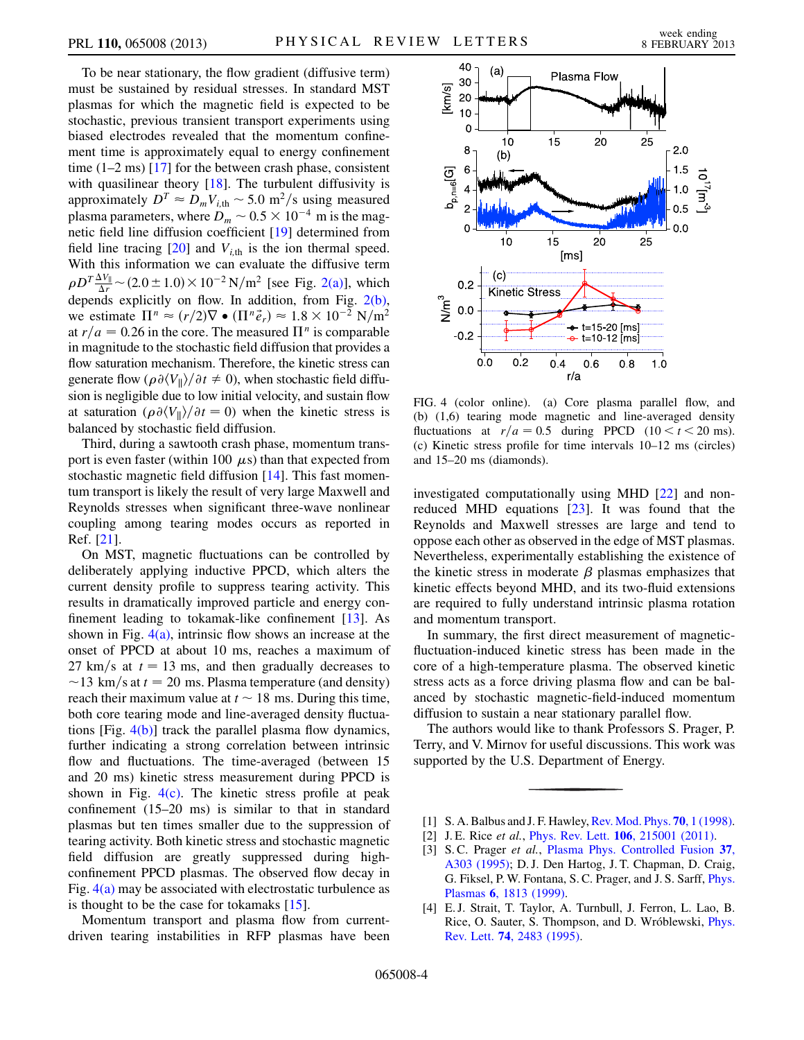To be near stationary, the flow gradient (diffusive term) must be sustained by residual stresses. In standard MST plasmas for which the magnetic field is expected to be stochastic, previous transient transport experiments using biased electrodes revealed that the momentum confinement time is approximately equal to energy confinement time (1–2 ms) [17] for the between crash phase, consistent with quasilinear theory [18]. The turbulent diffusivity is approximately $D^T \approx D_m V_{i,\mathrm{th}} \sim 5.0\ \mathrm{m}^2/\mathrm{s}$ using measured plasma parameters, where $D_m \sim 0.5 \times 10^{-4}$ m is the magnetic field line diffusion coefficient [19] determined from field line tracing [20] and $V_{i,\mathrm{th}}$ is the ion thermal speed. With this information we can evaluate the diffusive term $\rho D^T \frac{\Delta V_\parallel}{\Delta r} \sim (2.0 \pm 1.0) \times 10^{-2}\ \mathrm{N/m}^2$ [see Fig. 2(a)], which depends explicitly on flow. In addition, from Fig. 2(b), we estimate $\Pi^n \approx (r/2)\nabla \bullet (\Pi^n \vec{e}_r) \approx 1.8 \times 10^{-2}\ \mathrm{N/m}^2$ at $r/a = 0.26$ in the core. The measured $\Pi^n$ is comparable in magnitude to the stochastic field diffusion that provides a flow saturation mechanism. Therefore, the kinetic stress can generate flow ($\rho \partial \langle V_\parallel \rangle / \partial t \neq 0$), when stochastic field diffusion is negligible due to low initial velocity, and sustain flow at saturation ($\rho \partial \langle V_\parallel \rangle / \partial t = 0$) when the kinetic stress is balanced by stochastic field diffusion.

Third, during a sawtooth crash phase, momentum transport is even faster (within 100 $\mu$s) than that expected from stochastic magnetic field diffusion [14]. This fast momentum transport is likely the result of very large Maxwell and Reynolds stresses when significant three-wave nonlinear coupling among tearing modes occurs as reported in Ref. [21].

On MST, magnetic fluctuations can be controlled by deliberately applying inductive PPCD, which alters the current density profile to suppress tearing activity. This results in dramatically improved particle and energy confinement leading to tokamak-like confinement [13]. As shown in Fig. 4(a), intrinsic flow shows an increase at the onset of PPCD at about 10 ms, reaches a maximum of 27 km/s at $t = 13$ ms, and then gradually decreases to $\sim$13 km/s at $t = 20$ ms. Plasma temperature (and density) reach their maximum value at $t \sim 18$ ms. During this time, both core tearing mode and line-averaged density fluctuations [Fig. 4(b)] track the parallel plasma flow dynamics, further indicating a strong correlation between intrinsic flow and fluctuations. The time-averaged (between 15 and 20 ms) kinetic stress measurement during PPCD is shown in Fig. 4(c). The kinetic stress profile at peak confinement (15–20 ms) is similar to that in standard plasmas but ten times smaller due to the suppression of tearing activity. Both kinetic stress and stochastic magnetic field diffusion are greatly suppressed during high-confinement PPCD plasmas. The observed flow decay in Fig. 4(a) may be associated with electrostatic turbulence as is thought to be the case for tokamaks [15].

Momentum transport and plasma flow from current-driven tearing instabilities in RFP plasmas have been investigated computationally using MHD [22] and non-reduced MHD equations [23]. It was found that the Reynolds and Maxwell stresses are large and tend to oppose each other as observed in the edge of MST plasmas. Nevertheless, experimentally establishing the existence of the kinetic stress in moderate $\beta$ plasmas emphasizes that kinetic effects beyond MHD, and its two-fluid extensions are required to fully understand intrinsic plasma rotation and momentum transport.

FIG. 4 (color online). (a) Core plasma parallel flow, and (b) (1,6) tearing mode magnetic and line-averaged density fluctuations at $r/a = 0.5$ during PPCD ($10 < t < 20$ ms). (c) Kinetic stress profile for time intervals 10–12 ms (circles) and 15–20 ms (diamonds).

In summary, the first direct measurement of magnetic-fluctuation-induced kinetic stress has been made in the core of a high-temperature plasma. The observed kinetic stress acts as a force driving plasma flow and can be balanced by stochastic magnetic-field-induced momentum diffusion to sustain a near stationary parallel flow.

The authors would like to thank Professors S. Prager, P. Terry, and V. Mirnov for useful discussions. This work was supported by the U.S. Department of Energy.

[1] S. A. Balbus and J. F. Hawley, Rev. Mod. Phys. **70**, 1 (1998).
[2] J. E. Rice *et al.*, Phys. Rev. Lett. **106**, 215001 (2011).
[3] S. C. Prager *et al.*, Plasma Phys. Controlled Fusion **37**, A303 (1995); D. J. Den Hartog, J. T. Chapman, D. Craig, G. Fiksel, P. W. Fontana, S. C. Prager, and J. S. Sarff, Phys. Plasmas **6**, 1813 (1999).
[4] E. J. Strait, T. Taylor, A. Turnbull, J. Ferron, L. Lao, B. Rice, O. Sauter, S. Thompson, and D. Wróblewski, Phys. Rev. Lett. **74**, 2483 (1995).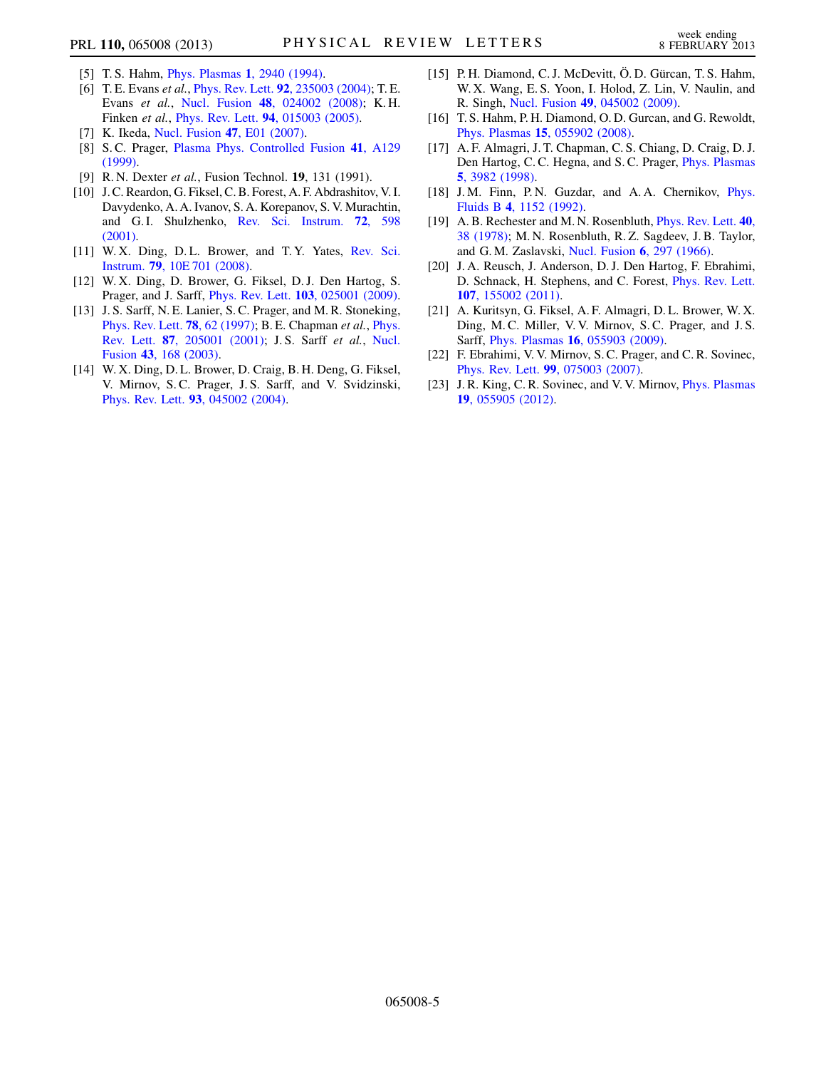[5] T. S. Hahm, Phys. Plasmas **1**, 2940 (1994).

[6] T. E. Evans *et al.*, Phys. Rev. Lett. **92**, 235003 (2004); T. E. Evans *et al.*, Nucl. Fusion **48**, 024002 (2008); K. H. Finken *et al.*, Phys. Rev. Lett. **94**, 015003 (2005).

[7] K. Ikeda, Nucl. Fusion **47**, E01 (2007).

[8] S. C. Prager, Plasma Phys. Controlled Fusion **41**, A129 (1999).

[9] R. N. Dexter *et al.*, Fusion Technol. **19**, 131 (1991).

[10] J. C. Reardon, G. Fiksel, C. B. Forest, A. F. Abdrashitov, V. I. Davydenko, A. A. Ivanov, S. A. Korepanov, S. V. Murachtin, and G. I. Shulzhenko, Rev. Sci. Instrum. **72**, 598 (2001).

[11] W. X. Ding, D. L. Brower, and T. Y. Yates, Rev. Sci. Instrum. **79**, 10E701 (2008).

[12] W. X. Ding, D. Brower, G. Fiksel, D. J. Den Hartog, S. Prager, and J. Sarff, Phys. Rev. Lett. **103**, 025001 (2009).

[13] J. S. Sarff, N. E. Lanier, S. C. Prager, and M. R. Stoneking, Phys. Rev. Lett. **78**, 62 (1997); B. E. Chapman *et al.*, Phys. Rev. Lett. **87**, 205001 (2001); J. S. Sarff *et al.*, Nucl. Fusion **43**, 168 (2003).

[14] W. X. Ding, D. L. Brower, D. Craig, B. H. Deng, G. Fiksel, V. Mirnov, S. C. Prager, J. S. Sarff, and V. Svidzinski, Phys. Rev. Lett. **93**, 045002 (2004).

[15] P. H. Diamond, C. J. McDevitt, Ö. D. Gürcan, T. S. Hahm, W. X. Wang, E. S. Yoon, I. Holod, Z. Lin, V. Naulin, and R. Singh, Nucl. Fusion **49**, 045002 (2009).

[16] T. S. Hahm, P. H. Diamond, O. D. Gurcan, and G. Rewoldt, Phys. Plasmas **15**, 055902 (2008).

[17] A. F. Almagri, J. T. Chapman, C. S. Chiang, D. Craig, D. J. Den Hartog, C. C. Hegna, and S. C. Prager, Phys. Plasmas **5**, 3982 (1998).

[18] J. M. Finn, P. N. Guzdar, and A. A. Chernikov, Phys. Fluids B **4**, 1152 (1992).

[19] A. B. Rechester and M. N. Rosenbluth, Phys. Rev. Lett. **40**, 38 (1978); M. N. Rosenbluth, R. Z. Sagdeev, J. B. Taylor, and G. M. Zaslavski, Nucl. Fusion **6**, 297 (1966).

[20] J. A. Reusch, J. Anderson, D. J. Den Hartog, F. Ebrahimi, D. Schnack, H. Stephens, and C. Forest, Phys. Rev. Lett. **107**, 155002 (2011).

[21] A. Kuritsyn, G. Fiksel, A. F. Almagri, D. L. Brower, W. X. Ding, M. C. Miller, V. V. Mirnov, S. C. Prager, and J. S. Sarff, Phys. Plasmas **16**, 055903 (2009).

[22] F. Ebrahimi, V. V. Mirnov, S. C. Prager, and C. R. Sovinec, Phys. Rev. Lett. **99**, 075003 (2007).

[23] J. R. King, C. R. Sovinec, and V. V. Mirnov, Phys. Plasmas **19**, 055905 (2012).